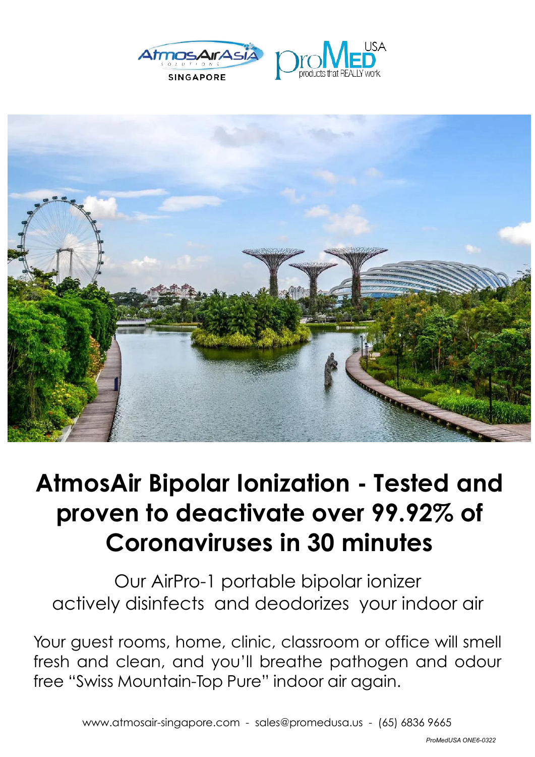# AtmosAir Bipolar Ionization - Tested and proven to deactivate over 99.92% of Coronaviruses in 30 minutes

Our AirPro-1 portable bipolar ionizer actively disinfects and deodorizes your indoor air

Your guest rooms, home, clinic, classroom or office will smell fresh and clean, and you'll breathe pathogen and odour free "Swiss Mountain-Top Pure" indoor air again.

www.atmosair-singapore.com - sales@promedusa.us - (65) 6836 9665

*ProMedUSA ONE6-0322*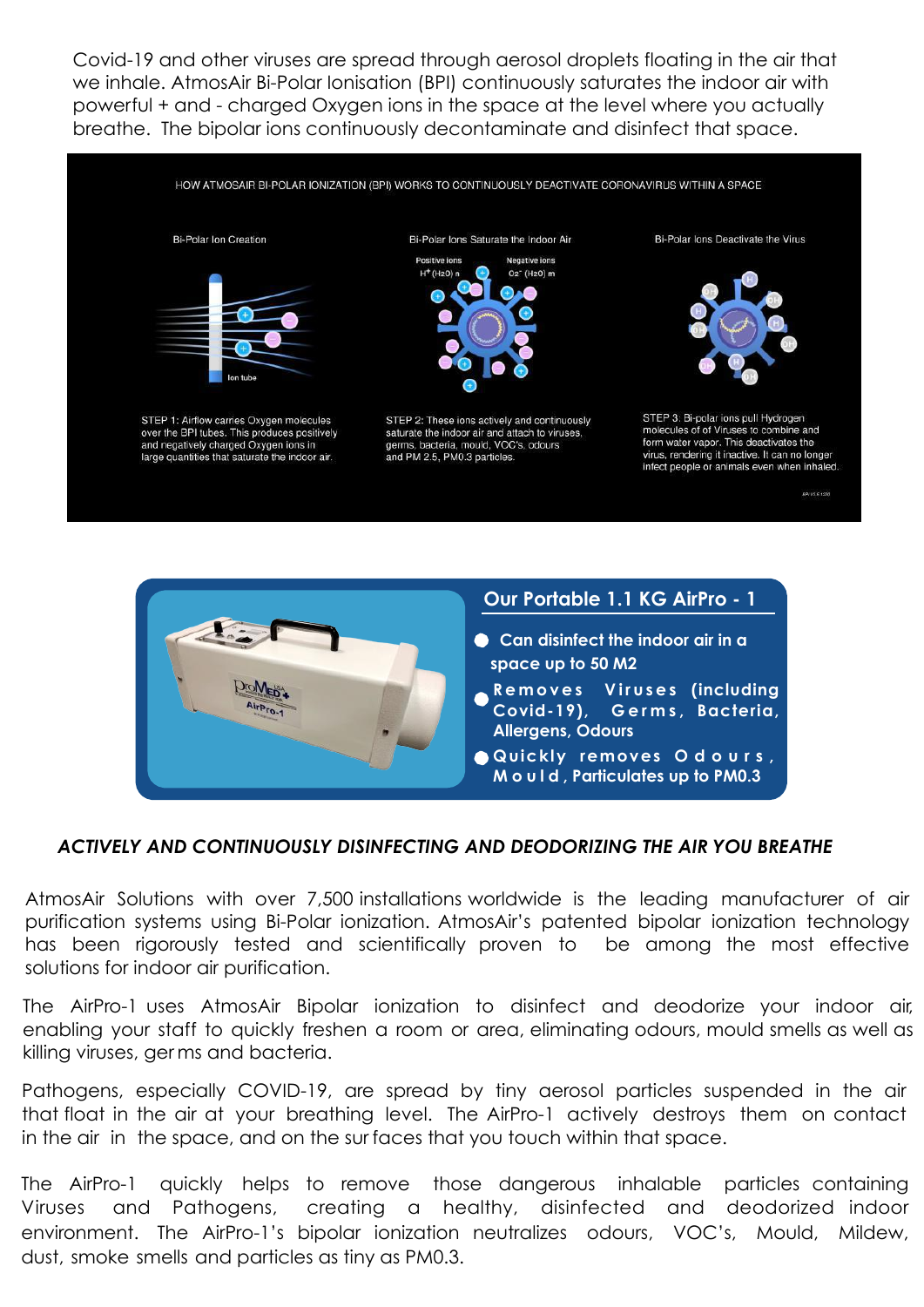Covid-19 and other viruses are spread through aerosol droplets floating in the air that we inhale. AtmosAir Bi-Polar Ionisation (BPI) continuously saturates the indoor air with powerful + and - charged Oxygen ions in the space at the level where you actually breathe. The bipolar ions continuously decontaminate and disinfect that space.

HOW ATMOSAIR BI-POLAR IONIZATION (BPI) WORKS TO CONTINUOUSLY DEACTIVATE CORONAVIRUS WITHIN A SPACE

Bi-Polar Ion Creation

Ion tube

STEP 1: Airflow carries Oxygen molecules over the BPI tubes. This produces positively and negatively charged Oxygen ions in large quantities that saturate the indoor air.

Bi-Polar Ions Saturate the Indoor Air

Positive ions $H^{+}(H_2O)\,n$

Negative ions $O_2^{-}(H_2O)\,m$

STEP 2: These ions actively and continuously saturate the indoor air and attach to viruses, germs, bacteria, mould, VOC's, odours and PM 2.5, PM0.3 particles.

Bi-Polar Ions Deactivate the Virus

STEP 3: Bi-polar ions pull Hydrogen molecules of of Viruses to combine and form water vapor. This deactivates the virus, rendering it inactive. It can no longer infect people or animals even when inhaled.

## Our Portable 1.1 KG AirPro - 1

- Can disinfect the indoor air in a space up to 50 M2
- Removes Viruses (including Covid-19), Germs, Bacteria, Allergens, Odours
- Quickly removes Odours, Mould, Particulates up to PM0.3

### *ACTIVELY AND CONTINUOUSLY DISINFECTING AND DEODORIZING THE AIR YOU BREATHE*

AtmosAir Solutions with over 7,500 installations worldwide is the leading manufacturer of air purification systems using Bi-Polar ionization. AtmosAir's patented bipolar ionization technology has been rigorously tested and scientifically proven to be among the most effective solutions for indoor air purification.

The AirPro-1 uses AtmosAir Bipolar ionization to disinfect and deodorize your indoor air, enabling your staff to quickly freshen a room or area, eliminating odours, mould smells as well as killing viruses, germs and bacteria.

Pathogens, especially COVID-19, are spread by tiny aerosol particles suspended in the air that float in the air at your breathing level. The AirPro-1 actively destroys them on contact in the air in the space, and on the surfaces that you touch within that space.

The AirPro-1 quickly helps to remove those dangerous inhalable particles containing Viruses and Pathogens, creating a healthy, disinfected and deodorized indoor environment. The AirPro-1's bipolar ionization neutralizes odours, VOC's, Mould, Mildew, dust, smoke smells and particles as tiny as PM0.3.